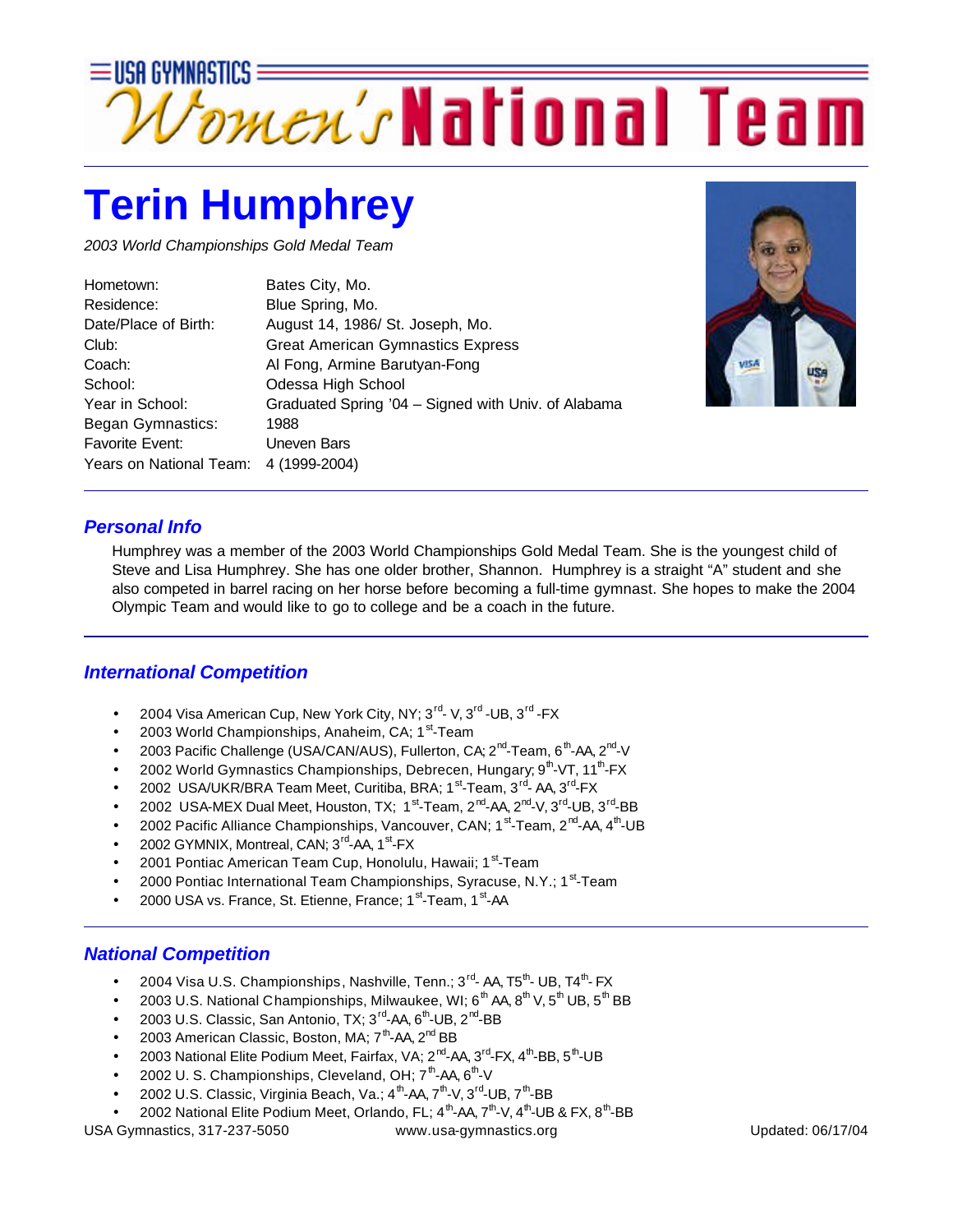# USA GYMNASTICS Women's National Team

# Terin Humphrey

*2003 World Championships Gold Medal Team*

| | |
|---|---|
| Hometown: | Bates City, Mo. |
| Residence: | Blue Spring, Mo. |
| Date/Place of Birth: | August 14, 1986/ St. Joseph, Mo. |
| Club: | Great American Gymnastics Express |
| Coach: | Al Fong, Armine Barutyan-Fong |
| School: | Odessa High School |
| Year in School: | Graduated Spring '04 – Signed with Univ. of Alabama |
| Began Gymnastics: | 1988 |
| Favorite Event: | Uneven Bars |
| Years on National Team: | 4 (1999-2004) |

## *Personal Info*

Humphrey was a member of the 2003 World Championships Gold Medal Team. She is the youngest child of Steve and Lisa Humphrey. She has one older brother, Shannon. Humphrey is a straight "A" student and she also competed in barrel racing on her horse before becoming a full-time gymnast. She hopes to make the 2004 Olympic Team and would like to go to college and be a coach in the future.

## *International Competition*

- 2004 Visa American Cup, New York City, NY; 3rd- V, 3rd -UB, 3rd -FX
- 2003 World Championships, Anaheim, CA; 1st-Team
- 2003 Pacific Challenge (USA/CAN/AUS), Fullerton, CA; 2nd-Team, 6th-AA, 2nd-V
- 2002 World Gymnastics Championships, Debrecen, Hungary; 9th-VT, 11th-FX
- 2002 USA/UKR/BRA Team Meet, Curitiba, BRA; 1st-Team, 3rd- AA, 3rd-FX
- 2002 USA-MEX Dual Meet, Houston, TX; 1st-Team, 2nd-AA, 2nd-V, 3rd-UB, 3rd-BB
- 2002 Pacific Alliance Championships, Vancouver, CAN; 1st-Team, 2nd-AA, 4th-UB
- 2002 GYMNIX, Montreal, CAN; 3rd-AA, 1st-FX
- 2001 Pontiac American Team Cup, Honolulu, Hawaii; 1st-Team
- 2000 Pontiac International Team Championships, Syracuse, N.Y.; 1st-Team
- 2000 USA vs. France, St. Etienne, France; 1st-Team, 1st-AA

## *National Competition*

- 2004 Visa U.S. Championships, Nashville, Tenn.; 3rd- AA, T5th- UB, T4th- FX
- 2003 U.S. National Championships, Milwaukee, WI; 6th AA, 8th V, 5th UB, 5th BB
- 2003 U.S. Classic, San Antonio, TX; 3rd-AA, 6th-UB, 2nd-BB
- 2003 American Classic, Boston, MA; 7th-AA, 2nd BB
- 2003 National Elite Podium Meet, Fairfax, VA; 2nd-AA, 3rd-FX, 4th-BB, 5th-UB
- 2002 U. S. Championships, Cleveland, OH; 7th-AA, 6th-V
- 2002 U.S. Classic, Virginia Beach, Va.; 4th-AA, 7th-V, 3rd-UB, 7th-BB
- 2002 National Elite Podium Meet, Orlando, FL; 4th-AA, 7th-V, 4th-UB & FX, 8th-BB

USA Gymnastics, 317-237-5050 www.usa-gymnastics.org Updated: 06/17/04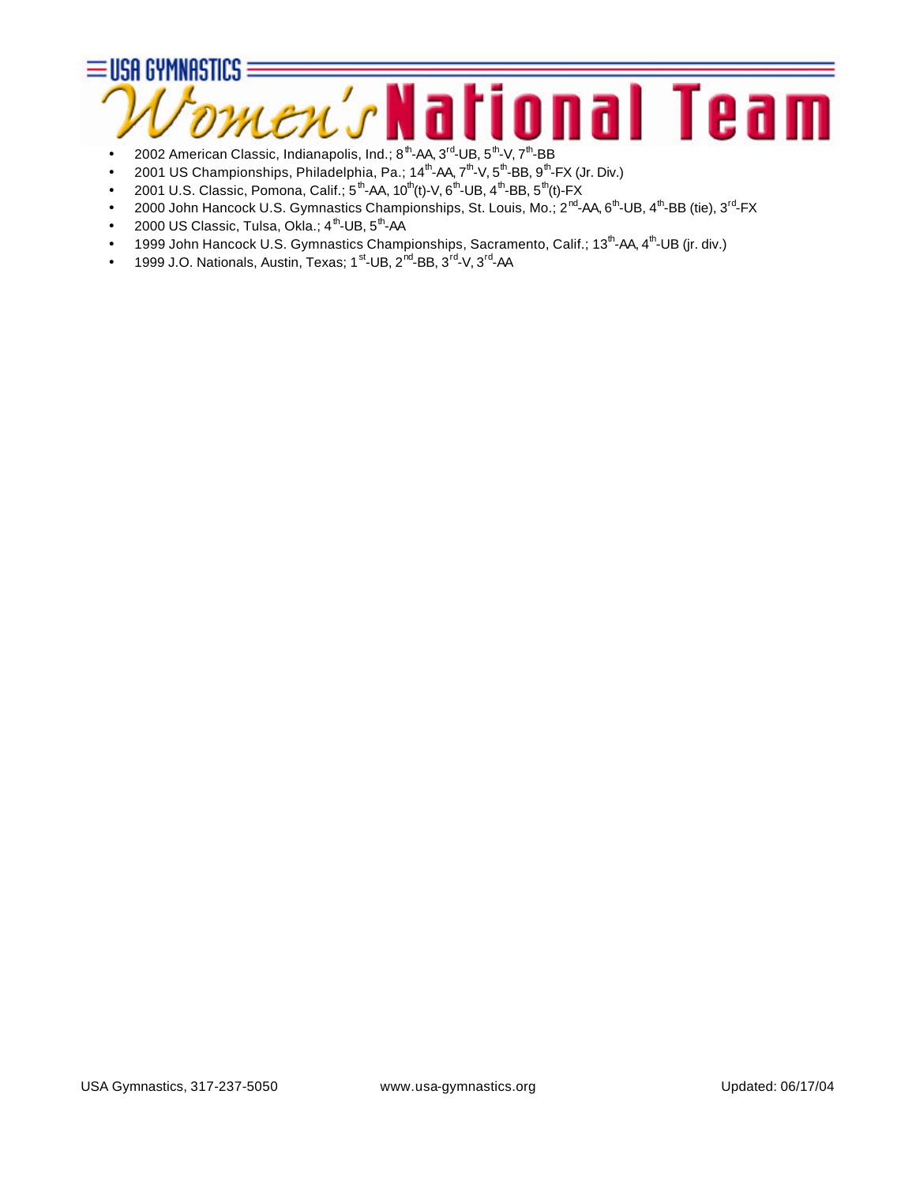- 2002 American Classic, Indianapolis, Ind.; 8th-AA, 3rd-UB, 5th-V, 7th-BB
- 2001 US Championships, Philadelphia, Pa.; 14th-AA, 7th-V, 5th-BB, 9th-FX (Jr. Div.)
- 2001 U.S. Classic, Pomona, Calif.; 5th-AA, 10th(t)-V, 6th-UB, 4th-BB, 5th(t)-FX
- 2000 John Hancock U.S. Gymnastics Championships, St. Louis, Mo.; 2nd-AA, 6th-UB, 4th-BB (tie), 3rd-FX
- 2000 US Classic, Tulsa, Okla.; 4th-UB, 5th-AA
- 1999 John Hancock U.S. Gymnastics Championships, Sacramento, Calif.; 13th-AA, 4th-UB (jr. div.)
- 1999 J.O. Nationals, Austin, Texas; 1st-UB, 2nd-BB, 3rd-V, 3rd-AA